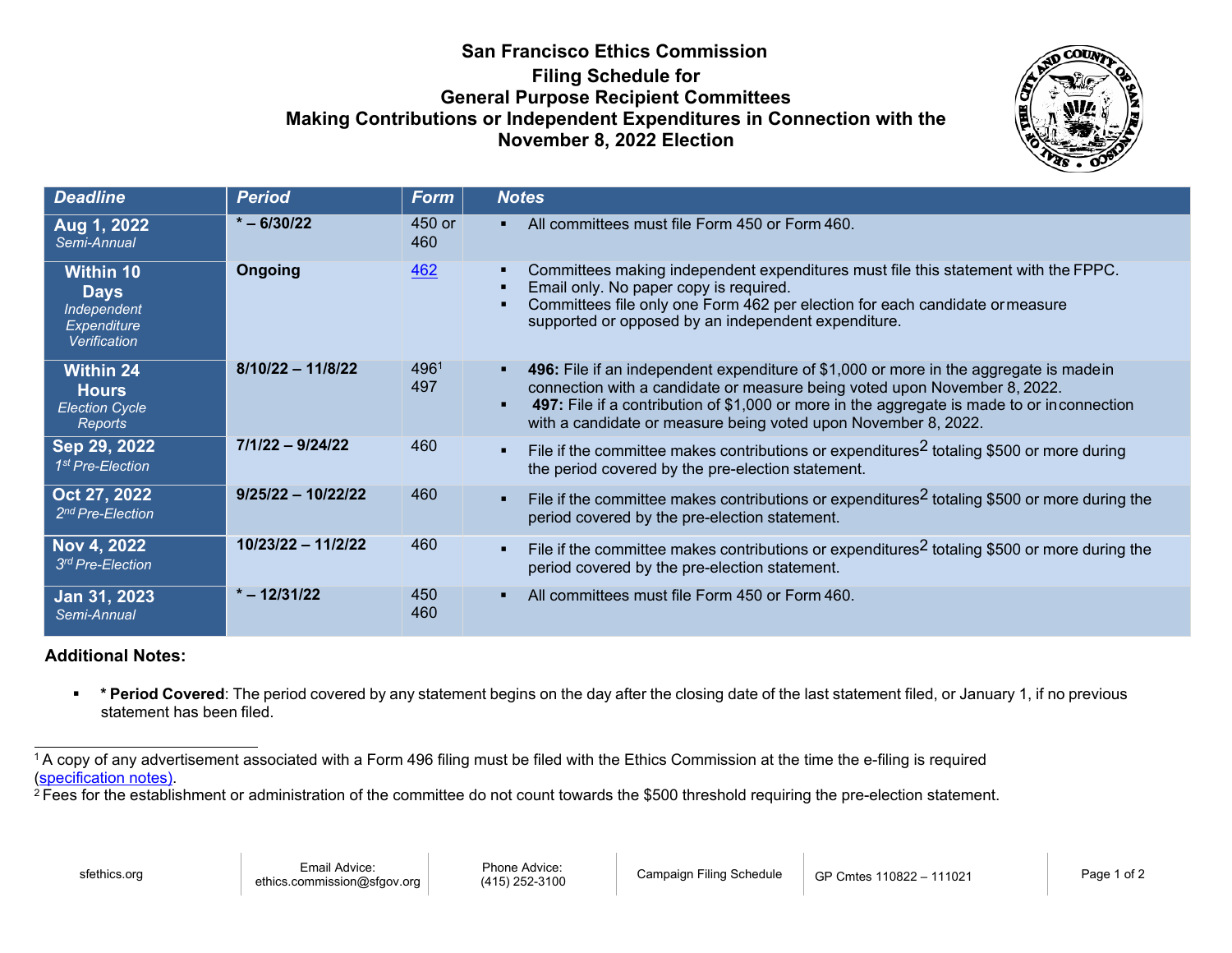# San Francisco Ethics Commission

## Filing Schedule for General Purpose Recipient Committees Making Contributions or Independent Expenditures in Connection with the November 8, 2022 Election

| Deadline | Period | Form | Notes |
|---|---|---|---|
| **Aug 1, 2022** *Semi-Annual* | **\* – 6/30/22** | 450 or 460 | ▪ All committees must file Form 450 or Form 460. |
| **Within 10 Days** *Independent Expenditure Verification* | **Ongoing** | [462] | ▪ Committees making independent expenditures must file this statement with the FPPC. ▪ Email only. No paper copy is required. ▪ Committees file only one Form 462 per election for each candidate or measure supported or opposed by an independent expenditure. |
| **Within 24 Hours** *Election Cycle Reports* | **8/10/22 – 11/8/22** | 496[1] 497 | ▪ **496:** File if an independent expenditure of $1,000 or more in the aggregate is made in connection with a candidate or measure being voted upon November 8, 2022. ▪ **497:** File if a contribution of $1,000 or more in the aggregate is made to or in connection with a candidate or measure being voted upon November 8, 2022. |
| **Sep 29, 2022** *1st Pre-Election* | **7/1/22 – 9/24/22** | 460 | ▪ File if the committee makes contributions or expenditures[2] totaling $500 or more during the period covered by the pre-election statement. |
| **Oct 27, 2022** *2nd Pre-Election* | **9/25/22 – 10/22/22** | 460 | ▪ File if the committee makes contributions or expenditures[2] totaling $500 or more during the period covered by the pre-election statement. |
| **Nov 4, 2022** *3rd Pre-Election* | **10/23/22 – 11/2/22** | 460 | ▪ File if the committee makes contributions or expenditures[2] totaling $500 or more during the period covered by the pre-election statement. |
| **Jan 31, 2023** *Semi-Annual* | **\* – 12/31/22** | 450 460 | ▪ All committees must file Form 450 or Form 460. |

**Additional Notes:**

- **\* Period Covered**: The period covered by any statement begins on the day after the closing date of the last statement filed, or January 1, if no previous statement has been filed.

---

[1] A copy of any advertisement associated with a Form 496 filing must be filed with the Ethics Commission at the time the e-filing is required (specification notes).

[2] Fees for the establishment or administration of the committee do not count towards the $500 threshold requiring the pre-election statement.

sfethics.org | Email Advice: ethics.commission@sfgov.org | Phone Advice: (415) 252-3100 | Campaign Filing Schedule | GP Cmtes 110822 – 111021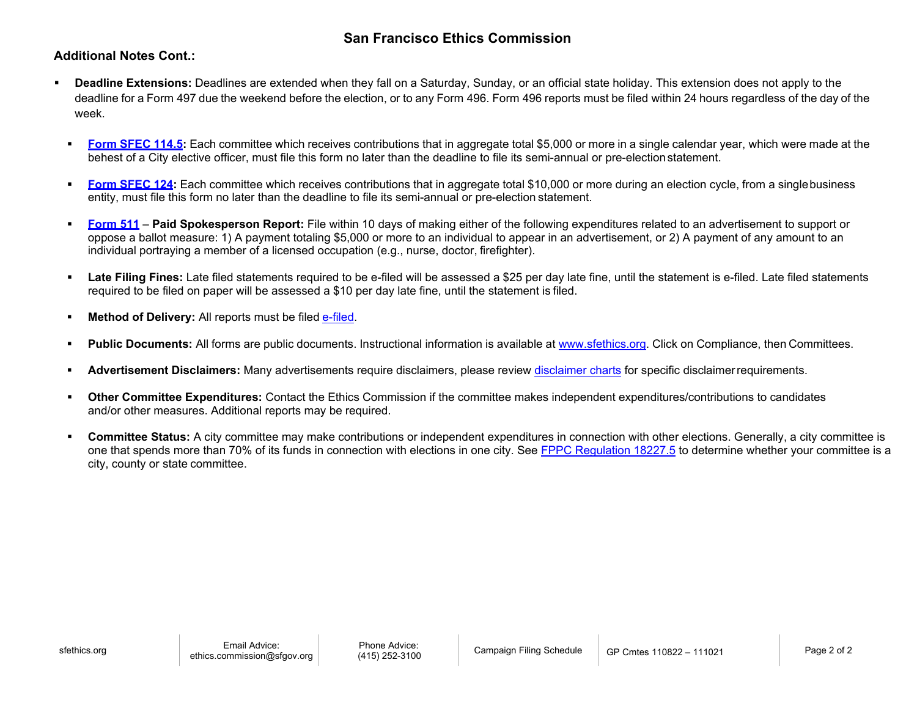## San Francisco Ethics Commission

**Additional Notes Cont.:**

- **Deadline Extensions:** Deadlines are extended when they fall on a Saturday, Sunday, or an official state holiday. This extension does not apply to the deadline for a Form 497 due the weekend before the election, or to any Form 496. Form 496 reports must be filed within 24 hours regardless of the day of the week.

  - **Form SFEC 114.5:** Each committee which receives contributions that in aggregate total $5,000 or more in a single calendar year, which were made at the behest of a City elective officer, must file this form no later than the deadline to file its semi-annual or pre-election statement.

  - **Form SFEC 124:** Each committee which receives contributions that in aggregate total $10,000 or more during an election cycle, from a single business entity, must file this form no later than the deadline to file its semi-annual or pre-election statement.

  - **Form 511** – **Paid Spokesperson Report:** File within 10 days of making either of the following expenditures related to an advertisement to support or oppose a ballot measure: 1) A payment totaling $5,000 or more to an individual to appear in an advertisement, or 2) A payment of any amount to an individual portraying a member of a licensed occupation (e.g., nurse, doctor, firefighter).

  - **Late Filing Fines:** Late filed statements required to be e-filed will be assessed a $25 per day late fine, until the statement is e-filed. Late filed statements required to be filed on paper will be assessed a $10 per day late fine, until the statement is filed.

  - **Method of Delivery:** All reports must be filed e-filed.

  - **Public Documents:** All forms are public documents. Instructional information is available at www.sfethics.org. Click on Compliance, then Committees.

  - **Advertisement Disclaimers:** Many advertisements require disclaimers, please review disclaimer charts for specific disclaimer requirements.

  - **Other Committee Expenditures:** Contact the Ethics Commission if the committee makes independent expenditures/contributions to candidates and/or other measures. Additional reports may be required.

  - **Committee Status:** A city committee may make contributions or independent expenditures in connection with other elections. Generally, a city committee is one that spends more than 70% of its funds in connection with elections in one city. See FPPC Regulation 18227.5 to determine whether your committee is a city, county or state committee.

sfethics.org | Email Advice: ethics.commission@sfgov.org | Phone Advice: (415) 252-3100 | Campaign Filing Schedule | GP Cmtes 110822 – 111021